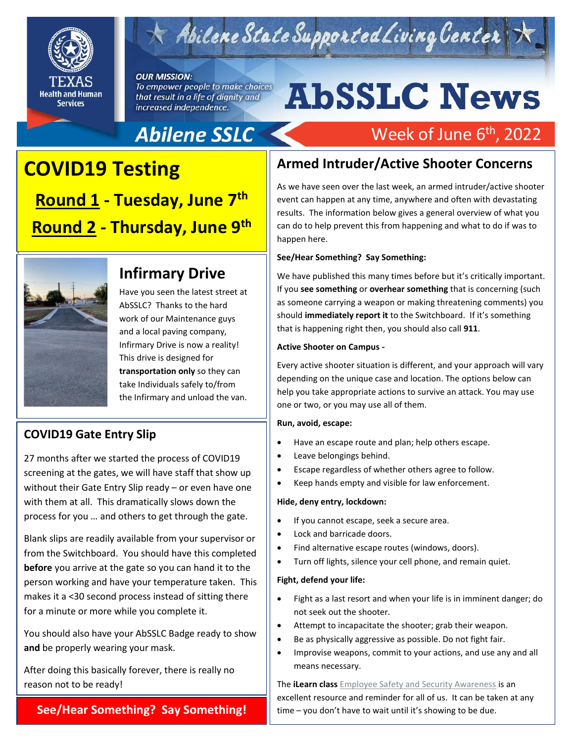# Abilene State Supported Living Center

TEXAS Health and Human Services

***OUR MISSION:***
*To empower people to make choices that result in a life of dignity and increased independence.*

# AbSSLC News

**Abilene SSLC**

Week of June 6th, 2022

## COVID19 Testing

**Round 1 - Tuesday, June 7th**

**Round 2 - Thursday, June 9th**

## Infirmary Drive

Have you seen the latest street at AbSSLC? Thanks to the hard work of our Maintenance guys and a local paving company, Infirmary Drive is now a reality! This drive is designed for **transportation only** so they can take Individuals safely to/from the Infirmary and unload the van.

### COVID19 Gate Entry Slip

27 months after we started the process of COVID19 screening at the gates, we will have staff that show up without their Gate Entry Slip ready – or even have one with them at all. This dramatically slows down the process for you … and others to get through the gate.

Blank slips are readily available from your supervisor or from the Switchboard. You should have this completed **before** you arrive at the gate so you can hand it to the person working and have your temperature taken. This makes it a <30 second process instead of sitting there for a minute or more while you complete it.

You should also have your AbSSLC Badge ready to show **and** be properly wearing your mask.

After doing this basically forever, there is really no reason not to be ready!

**See/Hear Something? Say Something!**

## Armed Intruder/Active Shooter Concerns

As we have seen over the last week, an armed intruder/active shooter event can happen at any time, anywhere and often with devastating results. The information below gives a general overview of what you can do to help prevent this from happening and what to do if was to happen here.

**See/Hear Something? Say Something:**

We have published this many times before but it's critically important. If you **see something** or **overhear something** that is concerning (such as someone carrying a weapon or making threatening comments) you should **immediately report it** to the Switchboard. If it's something that is happening right then, you should also call **911**.

**Active Shooter on Campus -**

Every active shooter situation is different, and your approach will vary depending on the unique case and location. The options below can help you take appropriate actions to survive an attack. You may use one or two, or you may use all of them.

**Run, avoid, escape:**

- Have an escape route and plan; help others escape.
- Leave belongings behind.
- Escape regardless of whether others agree to follow.
- Keep hands empty and visible for law enforcement.

**Hide, deny entry, lockdown:**

- If you cannot escape, seek a secure area.
- Lock and barricade doors.
- Find alternative escape routes (windows, doors).
- Turn off lights, silence your cell phone, and remain quiet.

**Fight, defend your life:**

- Fight as a last resort and when your life is in imminent danger; do not seek out the shooter.
- Attempt to incapacitate the shooter; grab their weapon.
- Be as physically aggressive as possible. Do not fight fair.
- Improvise weapons, commit to your actions, and use any and all means necessary.

The **iLearn class** Employee Safety and Security Awareness is an excellent resource and reminder for all of us. It can be taken at any time – you don't have to wait until it's showing to be due.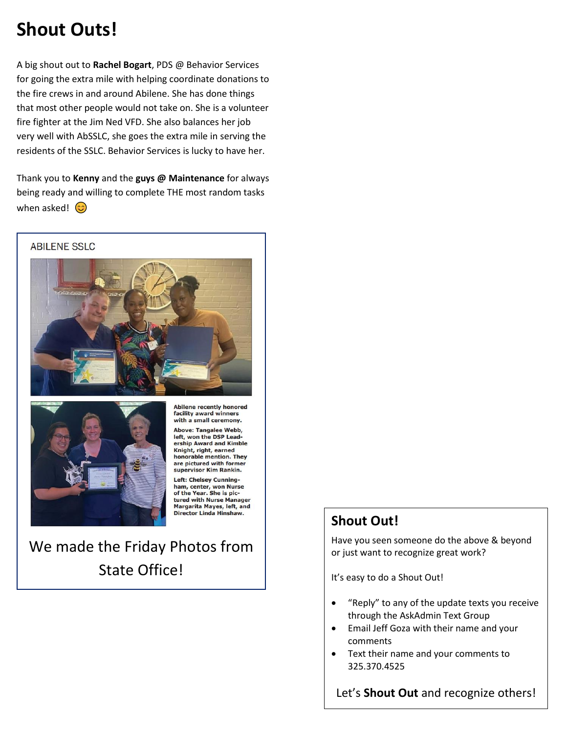# Shout Outs!

A big shout out to **Rachel Bogart**, PDS @ Behavior Services for going the extra mile with helping coordinate donations to the fire crews in and around Abilene. She has done things that most other people would not take on. She is a volunteer fire fighter at the Jim Ned VFD. She also balances her job very well with AbSSLC, she goes the extra mile in serving the residents of the SSLC. Behavior Services is lucky to have her.

Thank you to **Kenny** and the **guys @ Maintenance** for always being ready and willing to complete THE most random tasks when asked! 😊

ABILENE SSLC

**Abilene recently honored facility award winners with a small ceremony.**

**Above: Tangalee Webb, left, won the DSP Leadership Award and Kimble Knight, right, earned honorable mention. They are pictured with former supervisor Kim Rankin.**

**Left: Chelsey Cunningham, center, won Nurse of the Year. She is pictured with Nurse Manager Margarita Mayes, left, and Director Linda Hinshaw.**

We made the Friday Photos from State Office!

## Shout Out!

Have you seen someone do the above & beyond or just want to recognize great work?

It's easy to do a Shout Out!

- "Reply" to any of the update texts you receive through the AskAdmin Text Group
- Email Jeff Goza with their name and your comments
- Text their name and your comments to 325.370.4525

Let's **Shout Out** and recognize others!